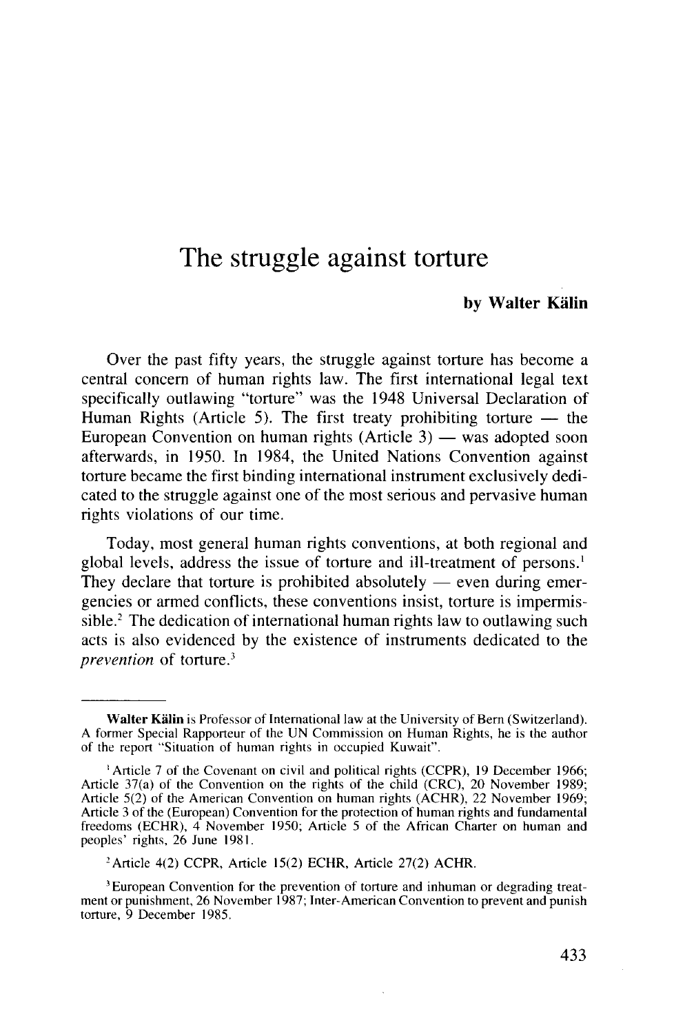# The struggle against torture

**by Walter Kälin**

Over the past fifty years, the struggle against torture has become a central concern of human rights law. The first international legal text specifically outlawing "torture" was the 1948 Universal Declaration of Human Rights (Article 5). The first treaty prohibiting torture — the European Convention on human rights (Article 3) — was adopted soon afterwards, in 1950. In 1984, the United Nations Convention against torture became the first binding international instrument exclusively dedicated to the struggle against one of the most serious and pervasive human rights violations of our time.

Today, most general human rights conventions, at both regional and global levels, address the issue of torture and ill-treatment of persons.[1] They declare that torture is prohibited absolutely — even during emergencies or armed conflicts, these conventions insist, torture is impermissible.[2] The dedication of international human rights law to outlawing such acts is also evidenced by the existence of instruments dedicated to the *prevention* of torture.[3]

---

**Walter Kälin** is Professor of International law at the University of Bern (Switzerland). A former Special Rapporteur of the UN Commission on Human Rights, he is the author of the report "Situation of human rights in occupied Kuwait".

[1] Article 7 of the Covenant on civil and political rights (CCPR), 19 December 1966; Article 37(a) of the Convention on the rights of the child (CRC), 20 November 1989; Article 5(2) of the American Convention on human rights (ACHR), 22 November 1969; Article 3 of the (European) Convention for the protection of human rights and fundamental freedoms (ECHR), 4 November 1950; Article 5 of the African Charter on human and peoples' rights, 26 June 1981.

[2] Article 4(2) CCPR, Article 15(2) ECHR, Article 27(2) ACHR.

[3] European Convention for the prevention of torture and inhuman or degrading treatment or punishment, 26 November 1987; Inter-American Convention to prevent and punish torture, 9 December 1985.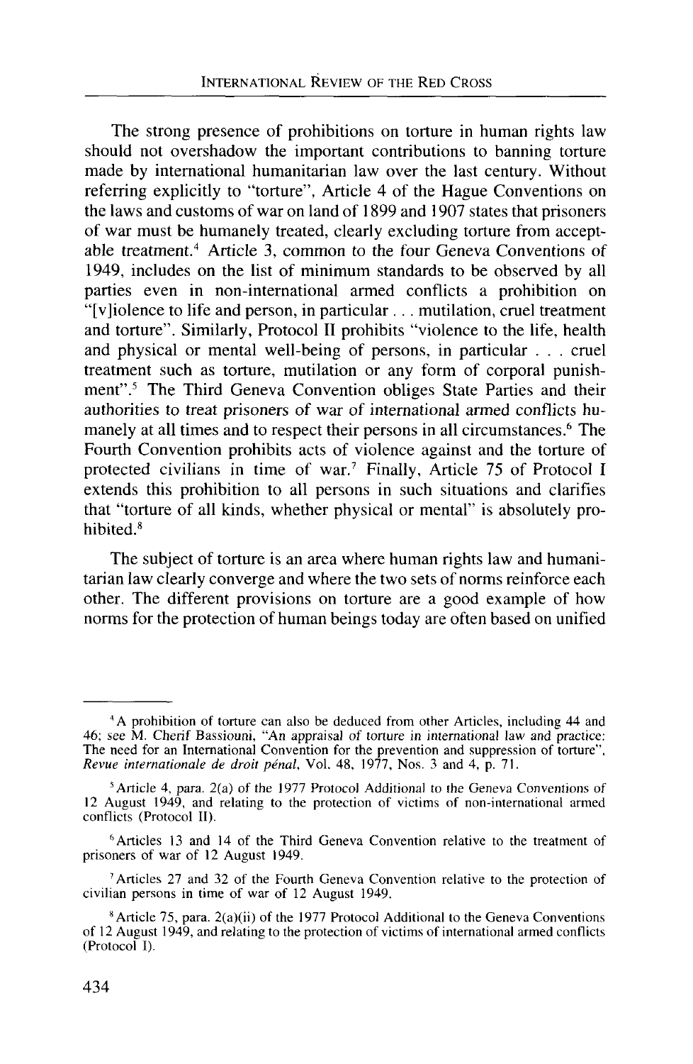The strong presence of prohibitions on torture in human rights law should not overshadow the important contributions to banning torture made by international humanitarian law over the last century. Without referring explicitly to "torture", Article 4 of the Hague Conventions on the laws and customs of war on land of 1899 and 1907 states that prisoners of war must be humanely treated, clearly excluding torture from acceptable treatment.[4] Article 3, common to the four Geneva Conventions of 1949, includes on the list of minimum standards to be observed by all parties even in non-international armed conflicts a prohibition on "[v]iolence to life and person, in particular . . . mutilation, cruel treatment and torture". Similarly, Protocol II prohibits "violence to the life, health and physical or mental well-being of persons, in particular . . . cruel treatment such as torture, mutilation or any form of corporal punishment".[5] The Third Geneva Convention obliges State Parties and their authorities to treat prisoners of war of international armed conflicts humanely at all times and to respect their persons in all circumstances.[6] The Fourth Convention prohibits acts of violence against and the torture of protected civilians in time of war.[7] Finally, Article 75 of Protocol I extends this prohibition to all persons in such situations and clarifies that "torture of all kinds, whether physical or mental" is absolutely prohibited.[8]

The subject of torture is an area where human rights law and humanitarian law clearly converge and where the two sets of norms reinforce each other. The different provisions on torture are a good example of how norms for the protection of human beings today are often based on unified

---

[4] A prohibition of torture can also be deduced from other Articles, including 44 and 46; see M. Cherif Bassiouni, "An appraisal of torture in international law and practice: The need for an International Convention for the prevention and suppression of torture", *Revue internationale de droit pénal*, Vol. 48, 1977, Nos. 3 and 4, p. 71.

[5] Article 4, para. 2(a) of the 1977 Protocol Additional to the Geneva Conventions of 12 August 1949, and relating to the protection of victims of non-international armed conflicts (Protocol II).

[6] Articles 13 and 14 of the Third Geneva Convention relative to the treatment of prisoners of war of 12 August 1949.

[7] Articles 27 and 32 of the Fourth Geneva Convention relative to the protection of civilian persons in time of war of 12 August 1949.

[8] Article 75, para. 2(a)(ii) of the 1977 Protocol Additional to the Geneva Conventions of 12 August 1949, and relating to the protection of victims of international armed conflicts (Protocol I).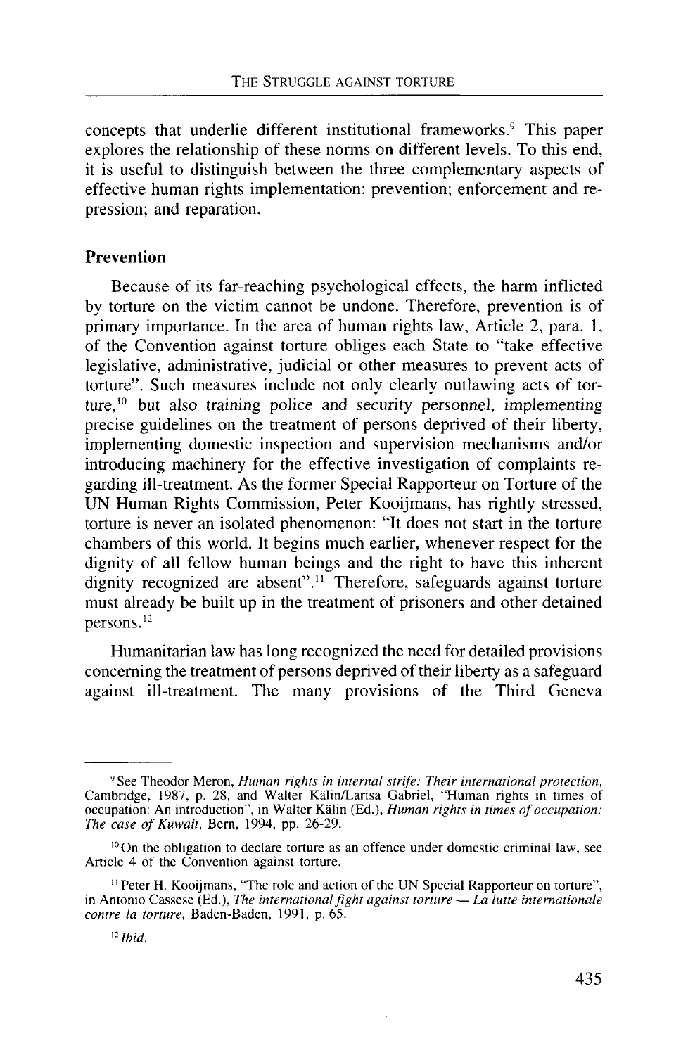concepts that underlie different institutional frameworks.[9] This paper explores the relationship of these norms on different levels. To this end, it is useful to distinguish between the three complementary aspects of effective human rights implementation: prevention; enforcement and repression; and reparation.

## Prevention

Because of its far-reaching psychological effects, the harm inflicted by torture on the victim cannot be undone. Therefore, prevention is of primary importance. In the area of human rights law, Article 2, para. 1, of the Convention against torture obliges each State to "take effective legislative, administrative, judicial or other measures to prevent acts of torture". Such measures include not only clearly outlawing acts of torture,[10] but also *training police and security personnel, implementing* precise guidelines on the treatment of persons deprived of their liberty, implementing domestic inspection and supervision mechanisms and/or introducing machinery for the effective investigation of complaints regarding ill-treatment. As the former Special Rapporteur on Torture of the UN Human Rights Commission, Peter Kooijmans, has rightly stressed, torture is never an isolated phenomenon: "It does not start in the torture chambers of this world. It begins much earlier, whenever respect for the dignity of all fellow human beings and the right to have this inherent dignity recognized are absent".[11] Therefore, safeguards against torture must already be built up in the treatment of prisoners and other detained persons.[12]

Humanitarian law has long recognized the need for detailed provisions concerning the treatment of persons deprived of their liberty as a safeguard against ill-treatment. The many provisions of the Third Geneva

---

[9] See Theodor Meron, *Human rights in internal strife: Their international protection*, Cambridge, 1987, p. 28, and Walter Kälin/Larisa Gabriel, "Human rights in times of occupation: An introduction", in Walter Kälin (Ed.), *Human rights in times of occupation: The case of Kuwait*, Bern, 1994, pp. 26-29.

[10] On the obligation to declare torture as an offence under domestic criminal law, see Article 4 of the Convention against torture.

[11] Peter H. Kooijmans, "The role and action of the UN Special Rapporteur on torture", in Antonio Cassese (Ed.), *The international fight against torture — La lutte internationale contre la torture*, Baden-Baden, 1991, p. 65.

[12] *Ibid.*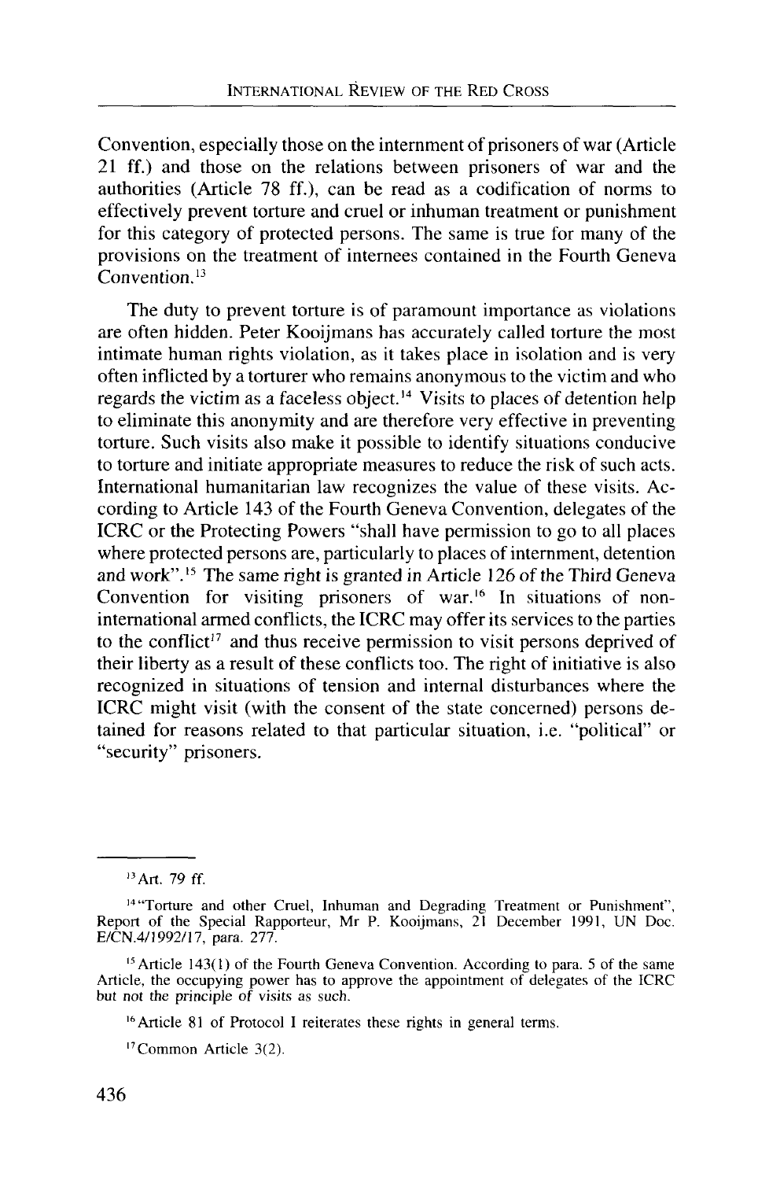Convention, especially those on the internment of prisoners of war (Article 21 ff.) and those on the relations between prisoners of war and the authorities (Article 78 ff.), can be read as a codification of norms to effectively prevent torture and cruel or inhuman treatment or punishment for this category of protected persons. The same is true for many of the provisions on the treatment of internees contained in the Fourth Geneva Convention.[13]

The duty to prevent torture is of paramount importance as violations are often hidden. Peter Kooijmans has accurately called torture the most intimate human rights violation, as it takes place in isolation and is very often inflicted by a torturer who remains anonymous to the victim and who regards the victim as a faceless object.[14] Visits to places of detention help to eliminate this anonymity and are therefore very effective in preventing torture. Such visits also make it possible to identify situations conducive to torture and initiate appropriate measures to reduce the risk of such acts. International humanitarian law recognizes the value of these visits. According to Article 143 of the Fourth Geneva Convention, delegates of the ICRC or the Protecting Powers "shall have permission to go to all places where protected persons are, particularly to places of internment, detention and work".[15] The same right is granted in Article 126 of the Third Geneva Convention for visiting prisoners of war.[16] In situations of non-international armed conflicts, the ICRC may offer its services to the parties to the conflict[17] and thus receive permission to visit persons deprived of their liberty as a result of these conflicts too. The right of initiative is also recognized in situations of tension and internal disturbances where the ICRC might visit (with the consent of the state concerned) persons detained for reasons related to that particular situation, i.e. "political" or "security" prisoners.

---

[13] Art. 79 ff.

[14] "Torture and other Cruel, Inhuman and Degrading Treatment or Punishment", Report of the Special Rapporteur, Mr P. Kooijmans, 21 December 1991, UN Doc. E/CN.4/1992/17, para. 277.

[15] Article 143(1) of the Fourth Geneva Convention. According to para. 5 of the same Article, the occupying power has to approve the appointment of delegates of the ICRC but not the principle of visits as such.

[16] Article 81 of Protocol I reiterates these rights in general terms.

[17] Common Article 3(2).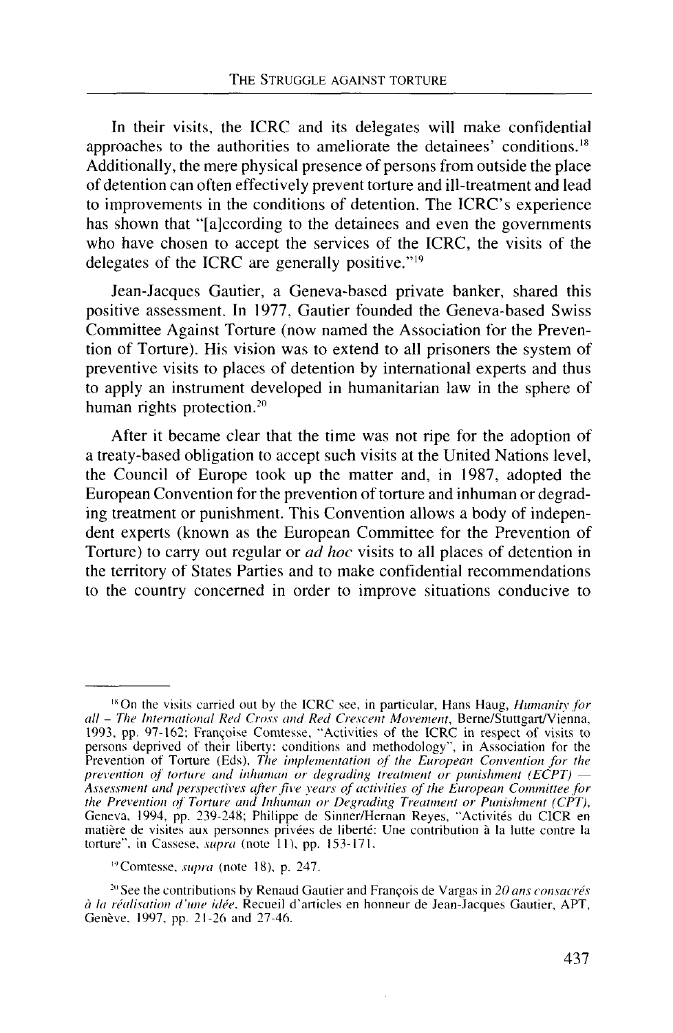In their visits, the ICRC and its delegates will make confidential approaches to the authorities to ameliorate the detainees' conditions.[18] Additionally, the mere physical presence of persons from outside the place of detention can often effectively prevent torture and ill-treatment and lead to improvements in the conditions of detention. The ICRC's experience has shown that "[a]ccording to the detainees and even the governments who have chosen to accept the services of the ICRC, the visits of the delegates of the ICRC are generally positive."[19]

Jean-Jacques Gautier, a Geneva-based private banker, shared this positive assessment. In 1977, Gautier founded the Geneva-based Swiss Committee Against Torture (now named the Association for the Prevention of Torture). His vision was to extend to all prisoners the system of preventive visits to places of detention by international experts and thus to apply an instrument developed in humanitarian law in the sphere of human rights protection.[20]

After it became clear that the time was not ripe for the adoption of a treaty-based obligation to accept such visits at the United Nations level, the Council of Europe took up the matter and, in 1987, adopted the European Convention for the prevention of torture and inhuman or degrading treatment or punishment. This Convention allows a body of independent experts (known as the European Committee for the Prevention of Torture) to carry out regular or *ad hoc* visits to all places of detention in the territory of States Parties and to make confidential recommendations to the country concerned in order to improve situations conducive to

---

[18] On the visits carried out by the ICRC see, in particular, Hans Haug, *Humanity for all – The International Red Cross and Red Crescent Movement*, Berne/Stuttgart/Vienna, 1993, pp. 97-162; Françoise Comtesse, "Activities of the ICRC in respect of visits to persons deprived of their liberty: conditions and methodology", in Association for the Prevention of Torture (Eds), *The implementation of the European Convention for the prevention of torture and inhuman or degrading treatment or punishment (ECPT) — Assessment and perspectives after five years of activities of the European Committee for the Prevention of Torture and Inhuman or Degrading Treatment or Punishment (CPT)*, Geneva, 1994, pp. 239-248; Philippe de Sinner/Hernan Reyes, "Activités du CICR en matière de visites aux personnes privées de liberté: Une contribution à la lutte contre la torture", in Cassese, *supra* (note 11), pp. 153-171.

[19] Comtesse, *supra* (note 18), p. 247.

[20] See the contributions by Renaud Gautier and François de Vargas in *20 ans consacrés à la réalisation d'une idée*, Recueil d'articles en honneur de Jean-Jacques Gautier, APT, Genève, 1997, pp. 21-26 and 27-46.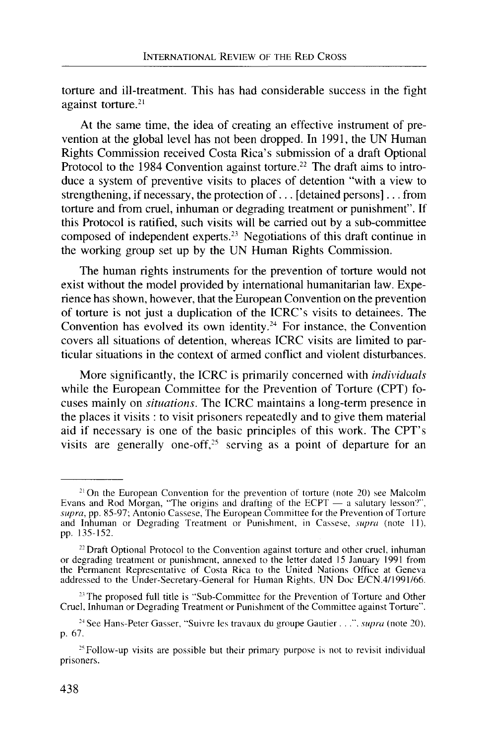torture and ill-treatment. This has had considerable success in the fight against torture.[21]

At the same time, the idea of creating an effective instrument of prevention at the global level has not been dropped. In 1991, the UN Human Rights Commission received Costa Rica's submission of a draft Optional Protocol to the 1984 Convention against torture.[22] The draft aims to introduce a system of preventive visits to places of detention "with a view to strengthening, if necessary, the protection of . . . [detained persons] . . . from torture and from cruel, inhuman or degrading treatment or punishment". If this Protocol is ratified, such visits will be carried out by a sub-committee composed of independent experts.[23] Negotiations of this draft continue in the working group set up by the UN Human Rights Commission.

The human rights instruments for the prevention of torture would not exist without the model provided by international humanitarian law. Experience has shown, however, that the European Convention on the prevention of torture is not just a duplication of the ICRC's visits to detainees. The Convention has evolved its own identity.[24] For instance, the Convention covers all situations of detention, whereas ICRC visits are limited to particular situations in the context of armed conflict and violent disturbances.

More significantly, the ICRC is primarily concerned with *individuals* while the European Committee for the Prevention of Torture (CPT) focuses mainly on *situations*. The ICRC maintains a long-term presence in the places it visits : to visit prisoners repeatedly and to give them material aid if necessary is one of the basic principles of this work. The CPT's visits are generally one-off,[25] serving as a point of departure for an

---

[21] On the European Convention for the prevention of torture (note 20) see Malcolm Evans and Rod Morgan, "The origins and drafting of the ECPT — a salutary lesson?", *supra*, pp. 85-97; Antonio Cassese, The European Committee for the Prevention of Torture and Inhuman or Degrading Treatment or Punishment, in Cassese, *supra* (note 11), pp. 135-152.

[22] Draft Optional Protocol to the Convention against torture and other cruel, inhuman or degrading treatment or punishment, annexed to the letter dated 15 January 1991 from the Permanent Representative of Costa Rica to the United Nations Office at Geneva addressed to the Under-Secretary-General for Human Rights, UN Doc E/CN.4/1991/66.

[23] The proposed full title is "Sub-Committee for the Prevention of Torture and Other Cruel, Inhuman or Degrading Treatment or Punishment of the Committee against Torture".

[24] See Hans-Peter Gasser, "Suivre les travaux du groupe Gautier . . .", *supra* (note 20), p. 67.

[25] Follow-up visits are possible but their primary purpose is not to revisit individual prisoners.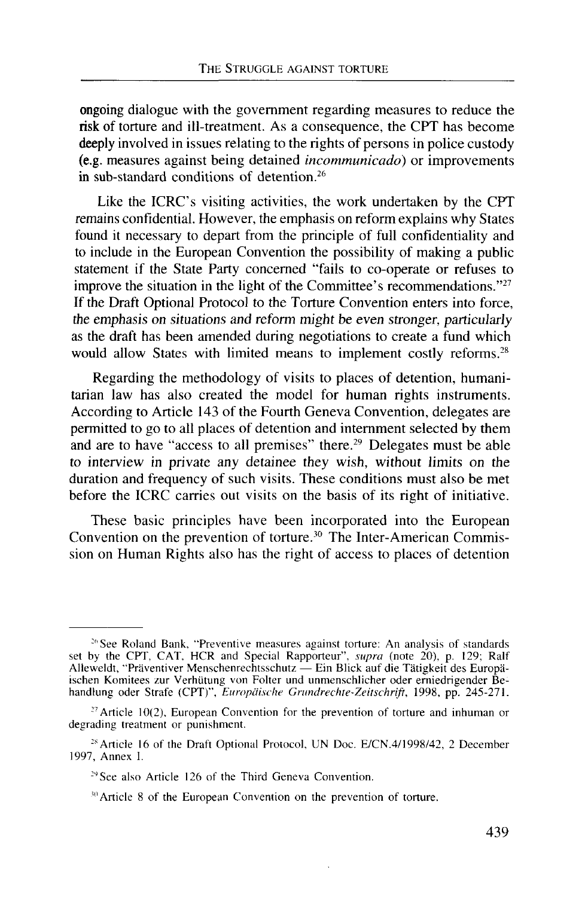ongoing dialogue with the government regarding measures to reduce the risk of torture and ill-treatment. As a consequence, the CPT has become deeply involved in issues relating to the rights of persons in police custody (e.g. measures against being detained *incommunicado*) or improvements in sub-standard conditions of detention.[26]

Like the ICRC's visiting activities, the work undertaken by the CPT remains confidential. However, the emphasis on reform explains why States found it necessary to depart from the principle of full confidentiality and to include in the European Convention the possibility of making a public statement if the State Party concerned "fails to co-operate or refuses to improve the situation in the light of the Committee's recommendations."[27] If the Draft Optional Protocol to the Torture Convention enters into force, the emphasis on situations and reform might be even stronger, particularly as the draft has been amended during negotiations to create a fund which would allow States with limited means to implement costly reforms.[28]

Regarding the methodology of visits to places of detention, humanitarian law has also created the model for human rights instruments. According to Article 143 of the Fourth Geneva Convention, delegates are permitted to go to all places of detention and internment selected by them and are to have "access to all premises" there.[29] Delegates must be able to interview in private any detainee they wish, without limits on the duration and frequency of such visits. These conditions must also be met before the ICRC carries out visits on the basis of its right of initiative.

These basic principles have been incorporated into the European Convention on the prevention of torture.[30] The Inter-American Commission on Human Rights also has the right of access to places of detention

---

[26] See Roland Bank, "Preventive measures against torture: An analysis of standards set by the CPT, CAT, HCR and Special Rapporteur", *supra* (note 20), p. 129; Ralf Alleweldt, "Präventiver Menschenrechtsschutz — Ein Blick auf die Tätigkeit des Europäischen Komitees zur Verhütung von Folter und unmenschlicher oder erniedrigender Behandlung oder Strafe (CPT)", *Europäische Grundrechte-Zeitschrift*, 1998, pp. 245-271.

[27] Article 10(2), European Convention for the prevention of torture and inhuman or degrading treatment or punishment.

[28] Article 16 of the Draft Optional Protocol, UN Doc. E/CN.4/1998/42, 2 December 1997, Annex I.

[29] See also Article 126 of the Third Geneva Convention.

[30] Article 8 of the European Convention on the prevention of torture.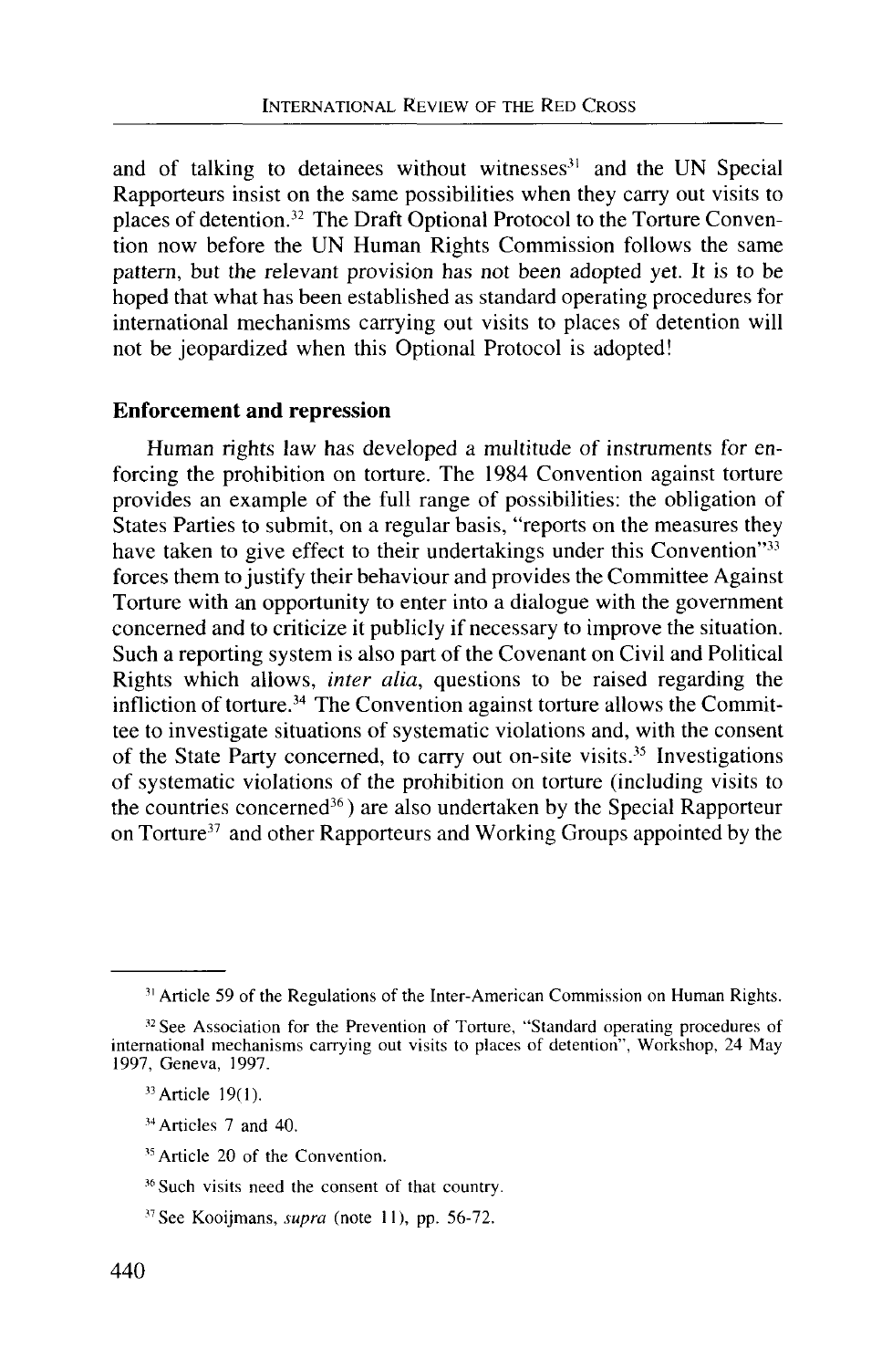and of talking to detainees without witnesses[31] and the UN Special Rapporteurs insist on the same possibilities when they carry out visits to places of detention.[32] The Draft Optional Protocol to the Torture Convention now before the UN Human Rights Commission follows the same pattern, but the relevant provision has not been adopted yet. It is to be hoped that what has been established as standard operating procedures for international mechanisms carrying out visits to places of detention will not be jeopardized when this Optional Protocol is adopted!

**Enforcement and repression**

Human rights law has developed a multitude of instruments for enforcing the prohibition on torture. The 1984 Convention against torture provides an example of the full range of possibilities: the obligation of States Parties to submit, on a regular basis, "reports on the measures they have taken to give effect to their undertakings under this Convention"[33] forces them to justify their behaviour and provides the Committee Against Torture with an opportunity to enter into a dialogue with the government concerned and to criticize it publicly if necessary to improve the situation. Such a reporting system is also part of the Covenant on Civil and Political Rights which allows, *inter alia*, questions to be raised regarding the infliction of torture.[34] The Convention against torture allows the Committee to investigate situations of systematic violations and, with the consent of the State Party concerned, to carry out on-site visits.[35] Investigations of systematic violations of the prohibition on torture (including visits to the countries concerned[36]) are also undertaken by the Special Rapporteur on Torture[37] and other Rapporteurs and Working Groups appointed by the

---

[31] Article 59 of the Regulations of the Inter-American Commission on Human Rights.

[32] See Association for the Prevention of Torture, "Standard operating procedures of international mechanisms carrying out visits to places of detention", Workshop, 24 May 1997, Geneva, 1997.

[33] Article 19(1).

[34] Articles 7 and 40.

[35] Article 20 of the Convention.

[36] Such visits need the consent of that country.

[37] See Kooijmans, *supra* (note 11), pp. 56-72.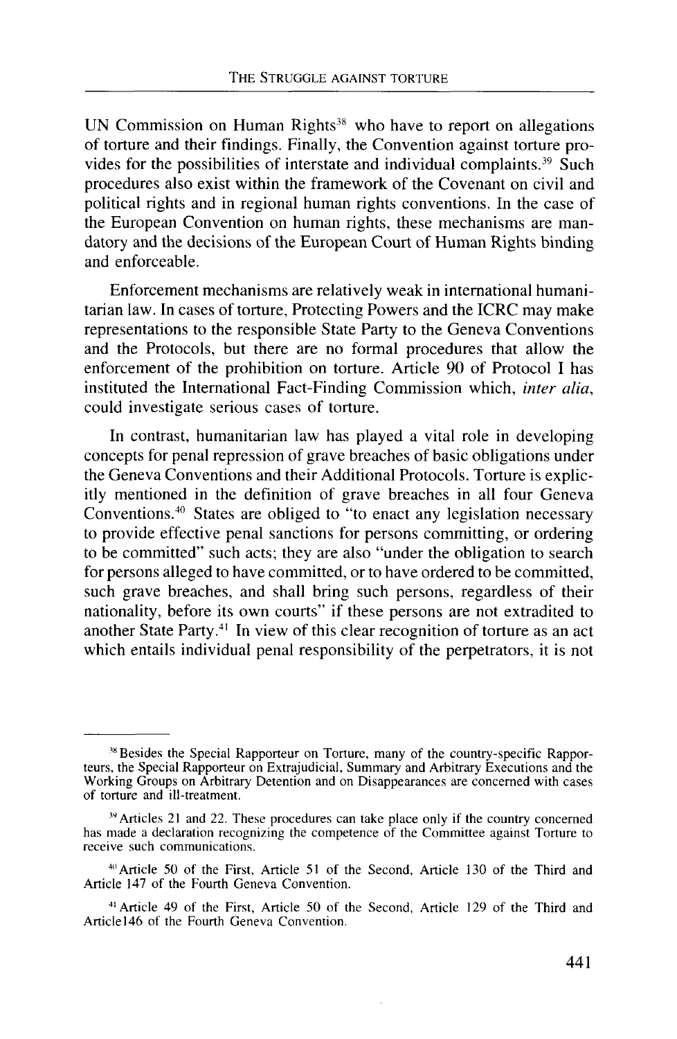UN Commission on Human Rights[38] who have to report on allegations of torture and their findings. Finally, the Convention against torture provides for the possibilities of interstate and individual complaints.[39] Such procedures also exist within the framework of the Covenant on civil and political rights and in regional human rights conventions. In the case of the European Convention on human rights, these mechanisms are mandatory and the decisions of the European Court of Human Rights binding and enforceable.

Enforcement mechanisms are relatively weak in international humanitarian law. In cases of torture, Protecting Powers and the ICRC may make representations to the responsible State Party to the Geneva Conventions and the Protocols, but there are no formal procedures that allow the enforcement of the prohibition on torture. Article 90 of Protocol I has instituted the International Fact-Finding Commission which, *inter alia*, could investigate serious cases of torture.

In contrast, humanitarian law has played a vital role in developing concepts for penal repression of grave breaches of basic obligations under the Geneva Conventions and their Additional Protocols. Torture is explicitly mentioned in the definition of grave breaches in all four Geneva Conventions.[40] States are obliged to "to enact any legislation necessary to provide effective penal sanctions for persons committing, or ordering to be committed" such acts; they are also "under the obligation to search for persons alleged to have committed, or to have ordered to be committed, such grave breaches, and shall bring such persons, regardless of their nationality, before its own courts" if these persons are not extradited to another State Party.[41] In view of this clear recognition of torture as an act which entails individual penal responsibility of the perpetrators, it is not

---

[38] Besides the Special Rapporteur on Torture, many of the country-specific Rapporteurs, the Special Rapporteur on Extrajudicial, Summary and Arbitrary Executions and the Working Groups on Arbitrary Detention and on Disappearances are concerned with cases of torture and ill-treatment.

[39] Articles 21 and 22. These procedures can take place only if the country concerned has made a declaration recognizing the competence of the Committee against Torture to receive such communications.

[40] Article 50 of the First, Article 51 of the Second, Article 130 of the Third and Article 147 of the Fourth Geneva Convention.

[41] Article 49 of the First, Article 50 of the Second, Article 129 of the Third and Article146 of the Fourth Geneva Convention.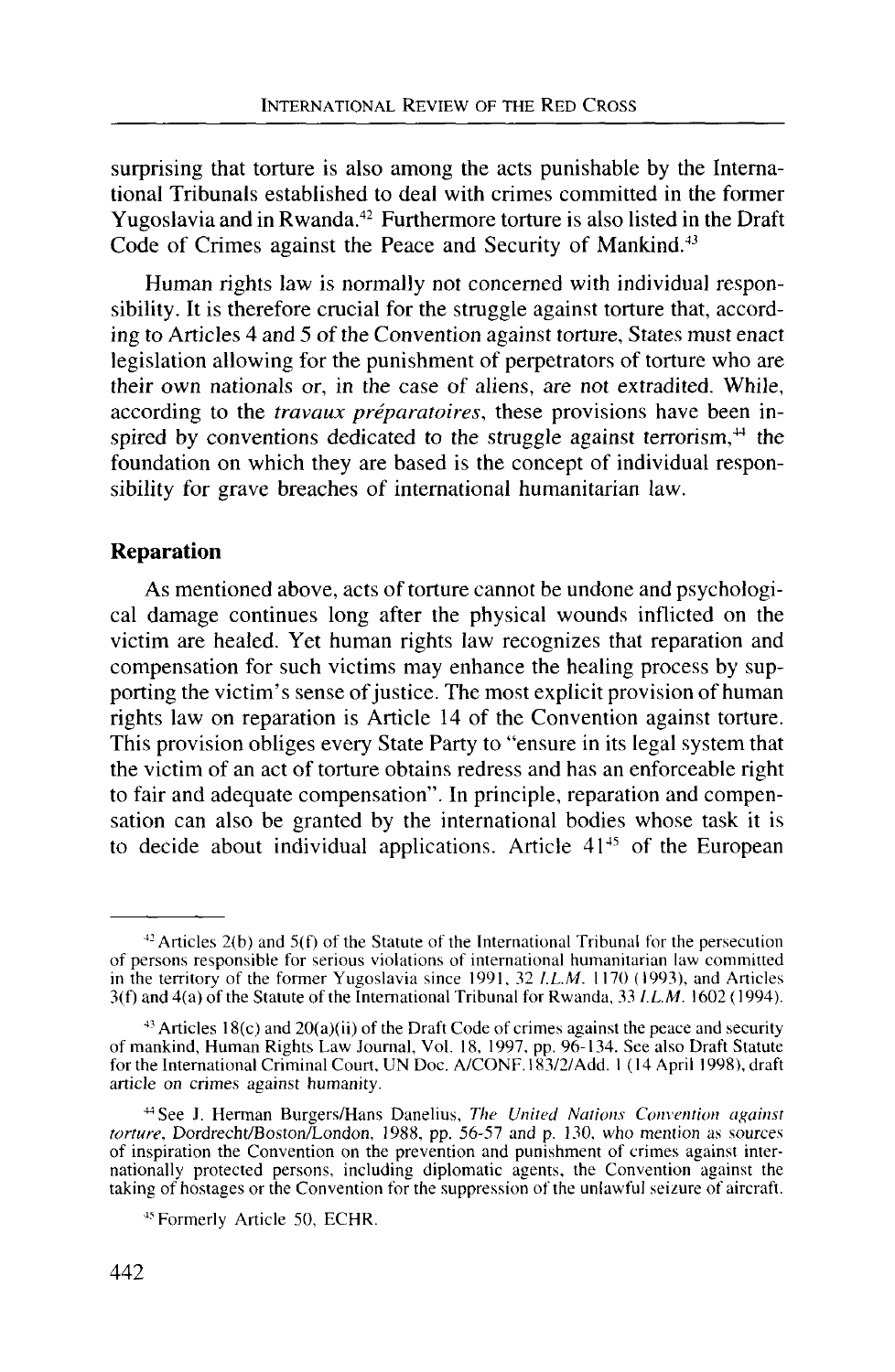surprising that torture is also among the acts punishable by the International Tribunals established to deal with crimes committed in the former Yugoslavia and in Rwanda.[42] Furthermore torture is also listed in the Draft Code of Crimes against the Peace and Security of Mankind.[43]

Human rights law is normally not concerned with individual responsibility. It is therefore crucial for the struggle against torture that, according to Articles 4 and 5 of the Convention against torture, States must enact legislation allowing for the punishment of perpetrators of torture who are their own nationals or, in the case of aliens, are not extradited. While, according to the *travaux préparatoires*, these provisions have been inspired by conventions dedicated to the struggle against terrorism,[44] the foundation on which they are based is the concept of individual responsibility for grave breaches of international humanitarian law.

## Reparation

As mentioned above, acts of torture cannot be undone and psychological damage continues long after the physical wounds inflicted on the victim are healed. Yet human rights law recognizes that reparation and compensation for such victims may enhance the healing process by supporting the victim's sense of justice. The most explicit provision of human rights law on reparation is Article 14 of the Convention against torture. This provision obliges every State Party to "ensure in its legal system that the victim of an act of torture obtains redress and has an enforceable right to fair and adequate compensation". In principle, reparation and compensation can also be granted by the international bodies whose task it is to decide about individual applications. Article 41[45] of the European

---

[42] Articles 2(b) and 5(f) of the Statute of the International Tribunal for the persecution of persons responsible for serious violations of international humanitarian law committed in the territory of the former Yugoslavia since 1991, 32 *I.L.M.* 1170 (1993), and Articles 3(f) and 4(a) of the Statute of the International Tribunal for Rwanda, 33 *I.L.M.* 1602 (1994).

[43] Articles 18(c) and 20(a)(ii) of the Draft Code of crimes against the peace and security of mankind, Human Rights Law Journal, Vol. 18, 1997, pp. 96-134. See also Draft Statute for the International Criminal Court, UN Doc. A/CONF.183/2/Add. 1 (14 April 1998), draft article on crimes against humanity.

[44] See J. Herman Burgers/Hans Danelius, *The United Nations Convention against torture*, Dordrecht/Boston/London, 1988, pp. 56-57 and p. 130, who mention as sources of inspiration the Convention on the prevention and punishment of crimes against internationally protected persons, including diplomatic agents, the Convention against the taking of hostages or the Convention for the suppression of the unlawful seizure of aircraft.

[45] Formerly Article 50, ECHR.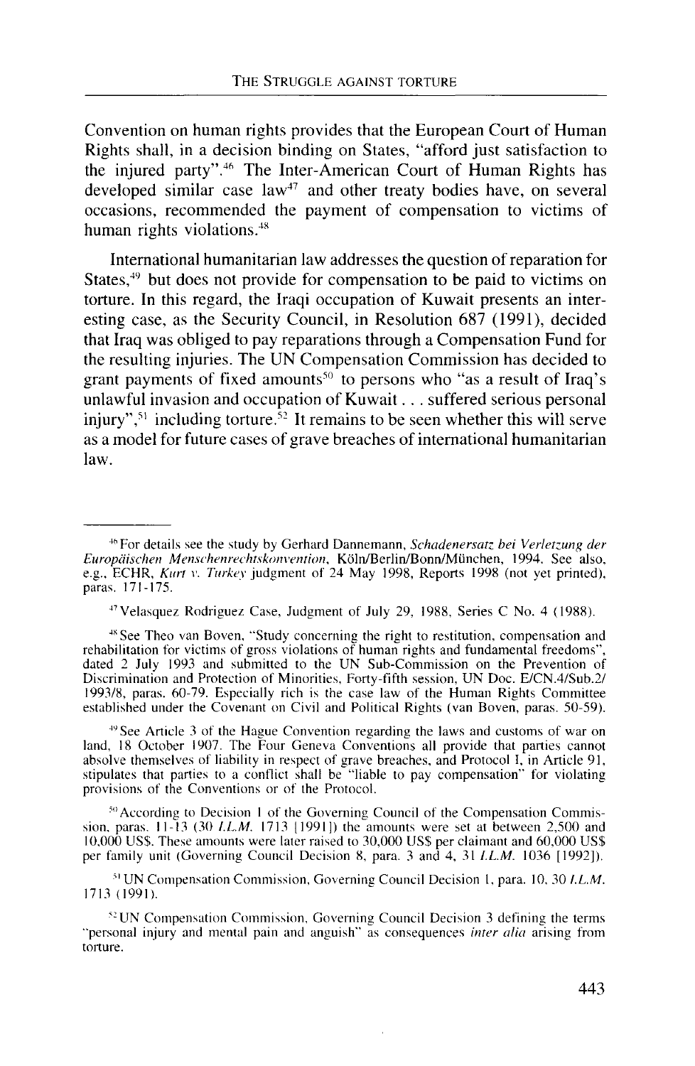Convention on human rights provides that the European Court of Human Rights shall, in a decision binding on States, "afford just satisfaction to the injured party".[46] The Inter-American Court of Human Rights has developed similar case law[47] and other treaty bodies have, on several occasions, recommended the payment of compensation to victims of human rights violations.[48]

International humanitarian law addresses the question of reparation for States,[49] but does not provide for compensation to be paid to victims on torture. In this regard, the Iraqi occupation of Kuwait presents an interesting case, as the Security Council, in Resolution 687 (1991), decided that Iraq was obliged to pay reparations through a Compensation Fund for the resulting injuries. The UN Compensation Commission has decided to grant payments of fixed amounts[50] to persons who "as a result of Iraq's unlawful invasion and occupation of Kuwait . . . suffered serious personal injury",[51] including torture.[52] It remains to be seen whether this will serve as a model for future cases of grave breaches of international humanitarian law.

---

[46] For details see the study by Gerhard Dannemann, *Schadenersatz bei Verletzung der Europäischen Menschenrechtskonvention*, Köln/Berlin/Bonn/München, 1994. See also, e.g., ECHR, *Kurt v. Turkey* judgment of 24 May 1998, Reports 1998 (not yet printed), paras. 171-175.

[47] Velasquez Rodriguez Case, Judgment of July 29, 1988, Series C No. 4 (1988).

[48] See Theo van Boven, "Study concerning the right to restitution, compensation and rehabilitation for victims of gross violations of human rights and fundamental freedoms", dated 2 July 1993 and submitted to the UN Sub-Commission on the Prevention of Discrimination and Protection of Minorities, Forty-fifth session, UN Doc. E/CN.4/Sub.2/1993/8, paras. 60-79. Especially rich is the case law of the Human Rights Committee established under the Covenant on Civil and Political Rights (van Boven, paras. 50-59).

[49] See Article 3 of the Hague Convention regarding the laws and customs of war on land, 18 October 1907. The Four Geneva Conventions all provide that parties cannot absolve themselves of liability in respect of grave breaches, and Protocol I, in Article 91, stipulates that parties to a conflict shall be "liable to pay compensation" for violating provisions of the Conventions or of the Protocol.

[50] According to Decision 1 of the Governing Council of the Compensation Commission, paras. 11-13 (30 *I.L.M.* 1713 [1991]) the amounts were set at between 2,500 and 10,000 US$. These amounts were later raised to 30,000 US$ per claimant and 60,000 US$ per family unit (Governing Council Decision 8, para. 3 and 4, 31 *I.L.M.* 1036 [1992]).

[51] UN Compensation Commission, Governing Council Decision 1, para. 10, 30 *I.L.M.* 1713 (1991).

[52] UN Compensation Commission, Governing Council Decision 3 defining the terms "personal injury and mental pain and anguish" as consequences *inter alia* arising from torture.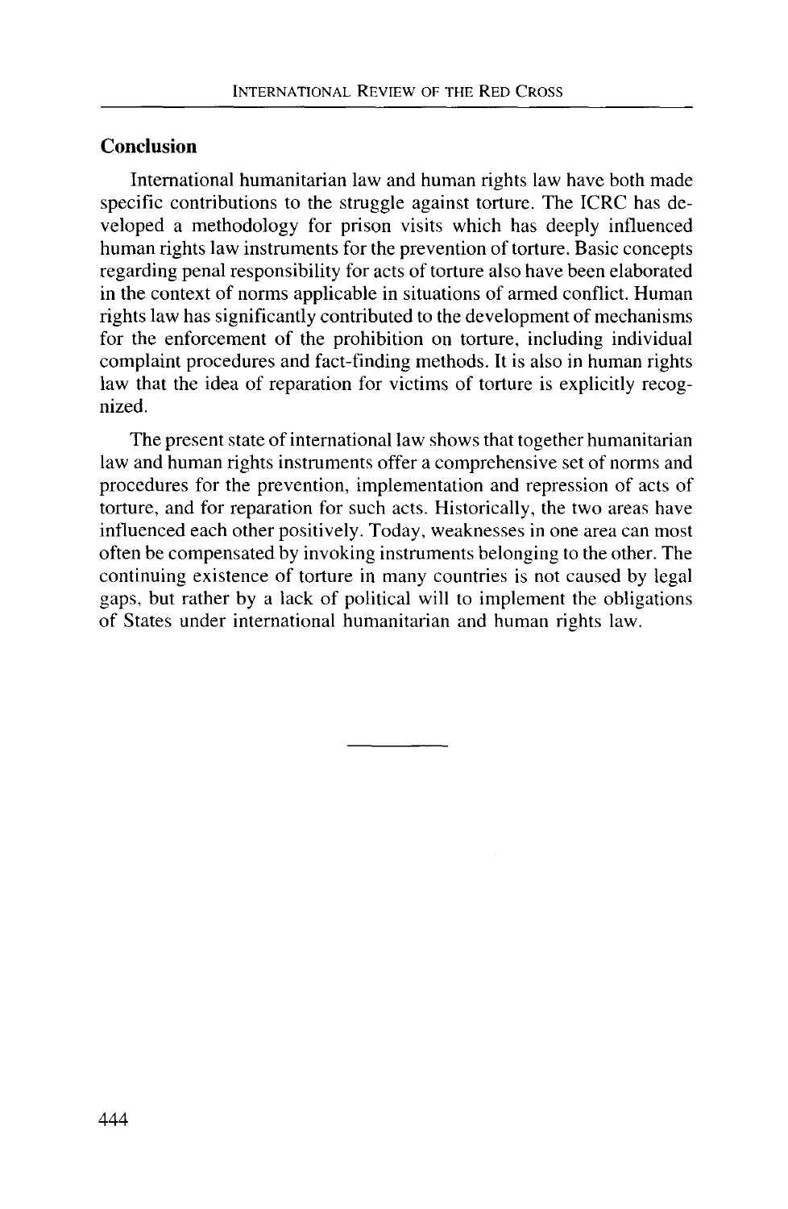## Conclusion

International humanitarian law and human rights law have both made specific contributions to the struggle against torture. The ICRC has developed a methodology for prison visits which has deeply influenced human rights law instruments for the prevention of torture. Basic concepts regarding penal responsibility for acts of torture also have been elaborated in the context of norms applicable in situations of armed conflict. Human rights law has significantly contributed to the development of mechanisms for the enforcement of the prohibition on torture, including individual complaint procedures and fact-finding methods. It is also in human rights law that the idea of reparation for victims of torture is explicitly recognized.

The present state of international law shows that together humanitarian law and human rights instruments offer a comprehensive set of norms and procedures for the prevention, implementation and repression of acts of torture, and for reparation for such acts. Historically, the two areas have influenced each other positively. Today, weaknesses in one area can most often be compensated by invoking instruments belonging to the other. The continuing existence of torture in many countries is not caused by legal gaps, but rather by a lack of political will to implement the obligations of States under international humanitarian and human rights law.